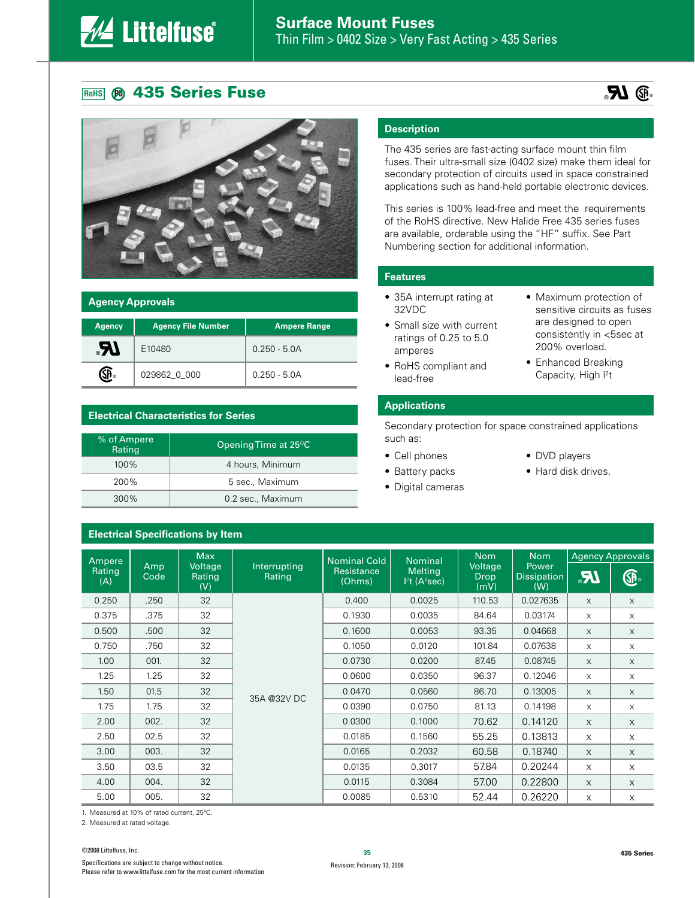# Surface Mount Fuses

Thin Film > 0402 Size > Very Fast Acting > 435 Series

## 435 Series Fuse

### Agency Approvals

| Agency | Agency File Number | Ampere Range |
|---|---|---|
| UL | E10480 | 0.250 - 5.0A |
| CSA | 029862_0_000 | 0.250 - 5.0A |

### Electrical Characteristics for Series

| % of Ampere Rating | Opening Time at 25°C |
|---|---|
| 100% | 4 hours, Minimum |
| 200% | 5 sec., Maximum |
| 300% | 0.2 sec., Maximum |

### Description

The 435 series are fast-acting surface mount thin film fuses. Their ultra-small size (0402 size) make them ideal for secondary protection of circuits used in space constrained applications such as hand-held portable electronic devices.

This series is 100% lead-free and meet the requirements of the RoHS directive. New Halide Free 435 series fuses are available, orderable using the "HF" suffix. See Part Numbering section for additional information.

### Features

- 35A interrupt rating at 32VDC
- Small size with current ratings of 0.25 to 5.0 amperes
- RoHS compliant and lead-free
- Maximum protection of sensitive circuits as fuses are designed to open consistently in <5sec at 200% overload.
- Enhanced Breaking Capacity, High $I^2t$

### Applications

Secondary protection for space constrained applications such as:

- Cell phones
- Battery packs
- Digital cameras
- DVD players
- Hard disk drives.

### Electrical Specifications by Item

| Ampere Rating (A) | Amp Code | Max Voltage Rating (V) | Interrupting Rating | Nominal Cold Resistance (Ohms) | Nominal Melting $I^2t$ ($A^2sec$) | Nom Voltage Drop (mV) | Nom Power Dissipation (W) | Agency Approvals: UL | Agency Approvals: CSA |
|---|---|---|---|---|---|---|---|---|---|
| 0.250 | .250 | 32 | 35A @32V DC | 0.400 | 0.0025 | 110.53 | 0.027635 | x | x |
| 0.375 | .375 | 32 | 35A @32V DC | 0.1930 | 0.0035 | 84.64 | 0.03174 | x | x |
| 0.500 | .500 | 32 | 35A @32V DC | 0.1600 | 0.0053 | 93.35 | 0.04668 | x | x |
| 0.750 | .750 | 32 | 35A @32V DC | 0.1050 | 0.0120 | 101.84 | 0.07638 | x | x |
| 1.00 | 001. | 32 | 35A @32V DC | 0.0730 | 0.0200 | 87.45 | 0.08745 | x | x |
| 1.25 | 1.25 | 32 | 35A @32V DC | 0.0600 | 0.0350 | 96.37 | 0.12046 | x | x |
| 1.50 | 01.5 | 32 | 35A @32V DC | 0.0470 | 0.0560 | 86.70 | 0.13005 | x | x |
| 1.75 | 1.75 | 32 | 35A @32V DC | 0.0390 | 0.0750 | 81.13 | 0.14198 | x | x |
| 2.00 | 002. | 32 | 35A @32V DC | 0.0300 | 0.1000 | 70.62 | 0.14120 | x | x |
| 2.50 | 02.5 | 32 | 35A @32V DC | 0.0185 | 0.1560 | 55.25 | 0.13813 | x | x |
| 3.00 | 003. | 32 | 35A @32V DC | 0.0165 | 0.2032 | 60.58 | 0.18740 | x | x |
| 3.50 | 03.5 | 32 | 35A @32V DC | 0.0135 | 0.3017 | 57.84 | 0.20244 | x | x |
| 4.00 | 004. | 32 | 35A @32V DC | 0.0115 | 0.3084 | 57.00 | 0.22800 | x | x |
| 5.00 | 005. | 32 | 35A @32V DC | 0.0085 | 0.5310 | 52.44 | 0.26220 | x | x |

1. Measured at 10% of rated current, 25°C.
2. Measured at rated voltage.

©2008 Littelfuse, Inc.

Specifications are subject to change without notice.
Please refer to www.littelfuse.com for the most current information

Revision: February 13, 2008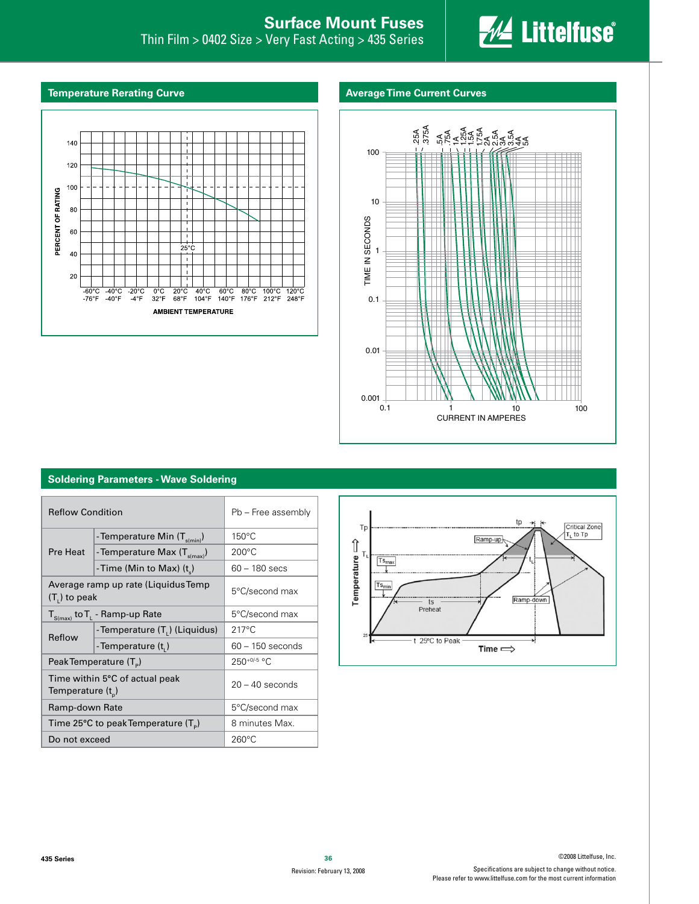## Temperature Rerating Curve

PERCENT OF RATING

AMBIENT TEMPERATURE

## Average Time Current Curves

TIME IN SECONDS

CURRENT IN AMPERES

## Soldering Parameters - Wave Soldering

| Reflow Condition | | Pb – Free assembly |
|---|---|---|
| Pre Heat | -Temperature Min ($T_{s(min)}$) | 150°C |
| | -Temperature Max ($T_{s(max)}$) | 200°C |
| | -Time (Min to Max) ($t_s$) | 60 – 180 secs |
| Average ramp up rate (Liquidus Temp ($T_L$) to peak | | 5°C/second max |
| $T_{S(max)}$ to $T_L$ - Ramp-up Rate | | 5°C/second max |
| Reflow | -Temperature ($T_L$) (Liquidus) | 217°C |
| | -Temperature ($t_L$) | 60 – 150 seconds |
| Peak Temperature ($T_P$) | | $250^{+0/-5}$ °C |
| Time within 5°C of actual peak Temperature ($t_p$) | | 20 – 40 seconds |
| Ramp-down Rate | | 5°C/second max |
| Time 25°C to peak Temperature ($T_P$) | | 8 minutes Max. |
| Do not exceed | | 260°C |

Revision: February 13, 2008

©2008 Littelfuse, Inc.

Specifications are subject to change without notice.
Please refer to www.littelfuse.com for the most current information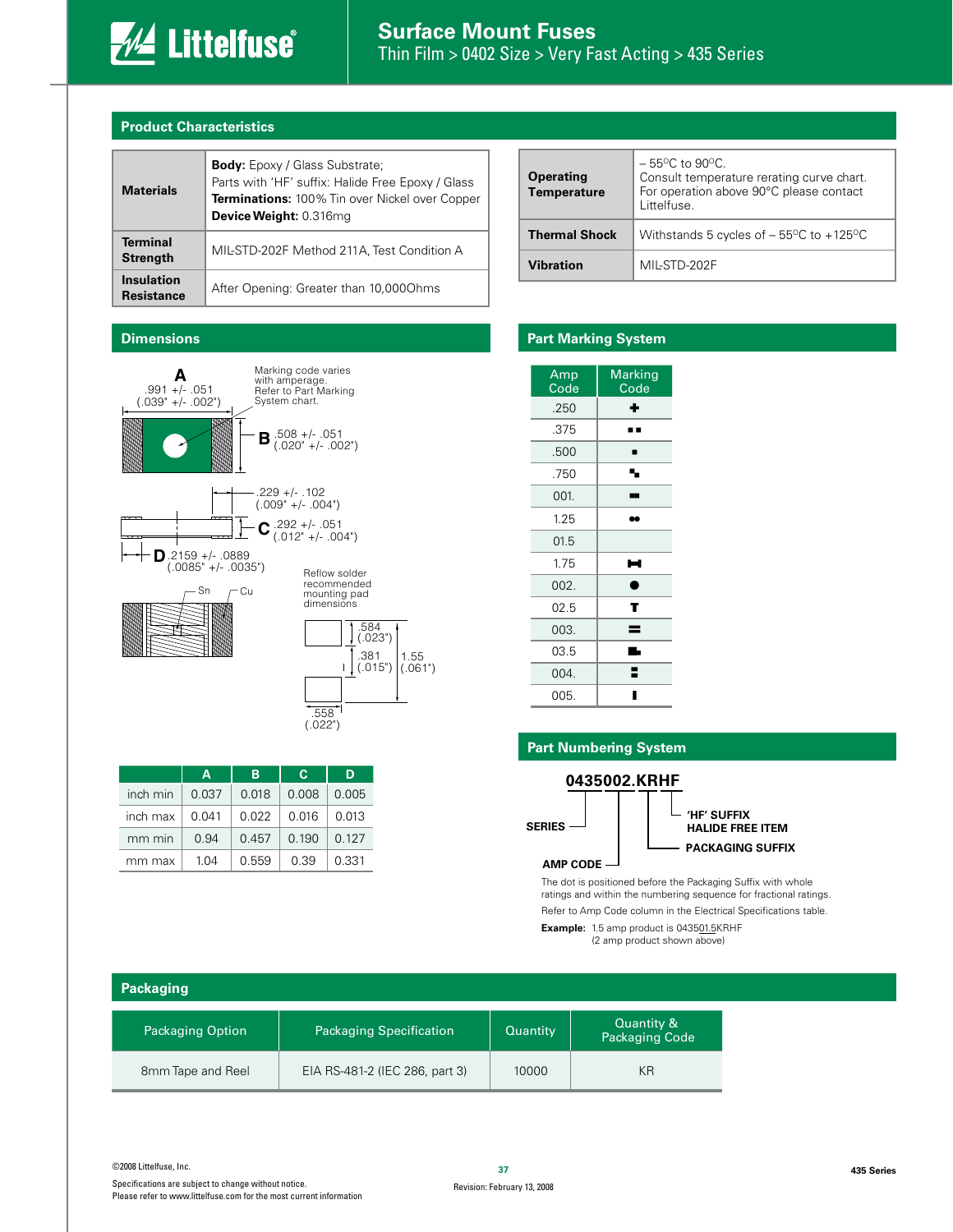# Surface Mount Fuses

Thin Film > 0402 Size > Very Fast Acting > 435 Series

## Product Characteristics

| | |
|---|---|
| **Materials** | **Body:** Epoxy / Glass Substrate; Parts with 'HF' suffix: Halide Free Epoxy / Glass **Terminations:** 100% Tin over Nickel over Copper **Device Weight:** 0.316mg |
| **Terminal Strength** | MIL-STD-202F Method 211A, Test Condition A |
| **Insulation Resistance** | After Opening: Greater than 10,000Ohms |

| | |
|---|---|
| **Operating Temperature** | – 55°C to 90°C. Consult temperature rerating curve chart. For operation above 90°C please contact Littelfuse. |
| **Thermal Shock** | Withstands 5 cycles of – 55°C to +125°C |
| **Vibration** | MIL-STD-202F |

## Dimensions

A .991 +/- .051 (.039" +/- .002")

Marking code varies with amperage. Refer to Part Marking System chart.

B .508 +/- .051 (.020" +/- .002")

.229 +/- .102 (.009" +/- .004")

C .292 +/- .051 (.012" +/- .004")

D .2159 +/- .0889 (.0085" +/- .0035")

Sn

Cu

Reflow solder recommended mounting pad dimensions

.584 (.023")

.381 (.015")

1.55 (.061")

.558 (.022")

| | A | B | C | D |
|---|---|---|---|---|
| inch min | 0.037 | 0.018 | 0.008 | 0.005 |
| inch max | 0.041 | 0.022 | 0.016 | 0.013 |
| mm min | 0.94 | 0.457 | 0.190 | 0.127 |
| mm max | 1.04 | 0.559 | 0.39 | 0.331 |

## Part Marking System

| Amp Code | Marking Code |
|---|---|
| .250 | ✚ |
| .375 | ▪▪ |
| .500 | ▪ |
| .750 | ▚ |
| 001. | ▬ |
| 1.25 | ●● |
| 01.5 | |
| 1.75 | ⊢⊣ |
| 002. | ● |
| 02.5 | T |
| 003. | = |
| 03.5 | ▙ |
| 004. | ⁚ |
| 005. | ▌ |

## Part Numbering System

**0435002.KRHF**

- **SERIES**
- **AMP CODE**
- **PACKAGING SUFFIX**
- **'HF' SUFFIX HALIDE FREE ITEM**

The dot is positioned before the Packaging Suffix with whole ratings and within the numbering sequence for fractional ratings.

Refer to Amp Code column in the Electrical Specifications table.

**Example:** 1.5 amp product is 043501.5KRHF (2 amp product shown above)

## Packaging

| Packaging Option | Packaging Specification | Quantity | Quantity & Packaging Code |
|---|---|---|---|
| 8mm Tape and Reel | EIA RS-481-2 (IEC 286, part 3) | 10000 | KR |

©2008 Littelfuse, Inc.

Specifications are subject to change without notice.
Please refer to www.littelfuse.com for the most current information

Revision: February 13, 2008